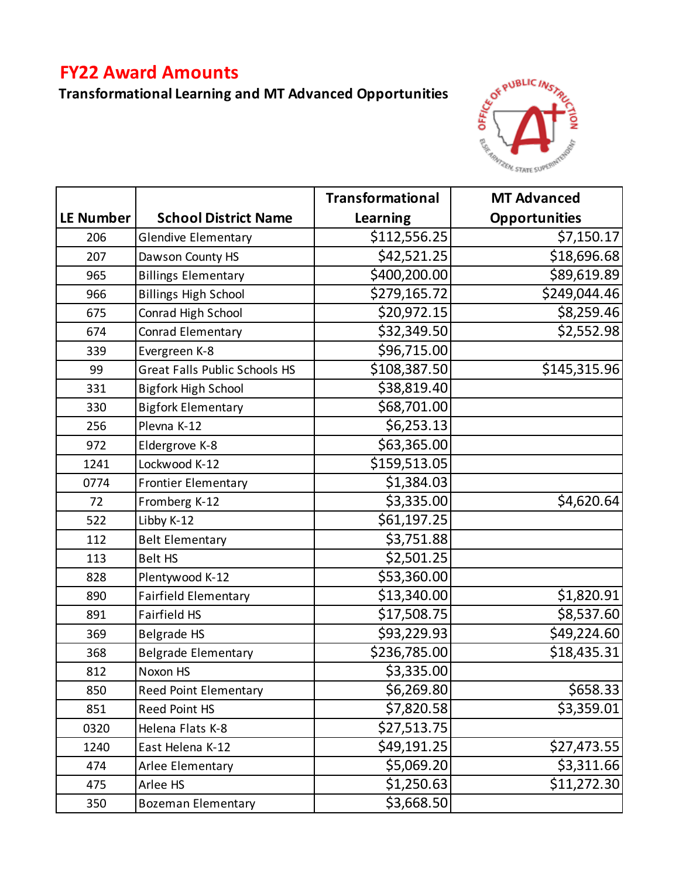# FY22 Award Amounts

**Transformational Learning and MT Advanced Opportunities**

| LE Number | School District Name | Transformational Learning | MT Advanced Opportunities |
|---|---|---|---|
| 206 | Glendive Elementary | $112,556.25 | $7,150.17 |
| 207 | Dawson County HS | $42,521.25 | $18,696.68 |
| 965 | Billings Elementary | $400,200.00 | $89,619.89 |
| 966 | Billings High School | $279,165.72 | $249,044.46 |
| 675 | Conrad High School | $20,972.15 | $8,259.46 |
| 674 | Conrad Elementary | $32,349.50 | $2,552.98 |
| 339 | Evergreen K-8 | $96,715.00 | |
| 99 | Great Falls Public Schools HS | $108,387.50 | $145,315.96 |
| 331 | Bigfork High School | $38,819.40 | |
| 330 | Bigfork Elementary | $68,701.00 | |
| 256 | Plevna K-12 | $6,253.13 | |
| 972 | Eldergrove K-8 | $63,365.00 | |
| 1241 | Lockwood K-12 | $159,513.05 | |
| 0774 | Frontier Elementary | $1,384.03 | |
| 72 | Fromberg K-12 | $3,335.00 | $4,620.64 |
| 522 | Libby K-12 | $61,197.25 | |
| 112 | Belt Elementary | $3,751.88 | |
| 113 | Belt HS | $2,501.25 | |
| 828 | Plentywood K-12 | $53,360.00 | |
| 890 | Fairfield Elementary | $13,340.00 | $1,820.91 |
| 891 | Fairfield HS | $17,508.75 | $8,537.60 |
| 369 | Belgrade HS | $93,229.93 | $49,224.60 |
| 368 | Belgrade Elementary | $236,785.00 | $18,435.31 |
| 812 | Noxon HS | $3,335.00 | |
| 850 | Reed Point Elementary | $6,269.80 | $658.33 |
| 851 | Reed Point HS | $7,820.58 | $3,359.01 |
| 0320 | Helena Flats K-8 | $27,513.75 | |
| 1240 | East Helena K-12 | $49,191.25 | $27,473.55 |
| 474 | Arlee Elementary | $5,069.20 | $3,311.66 |
| 475 | Arlee HS | $1,250.63 | $11,272.30 |
| 350 | Bozeman Elementary | $3,668.50 | |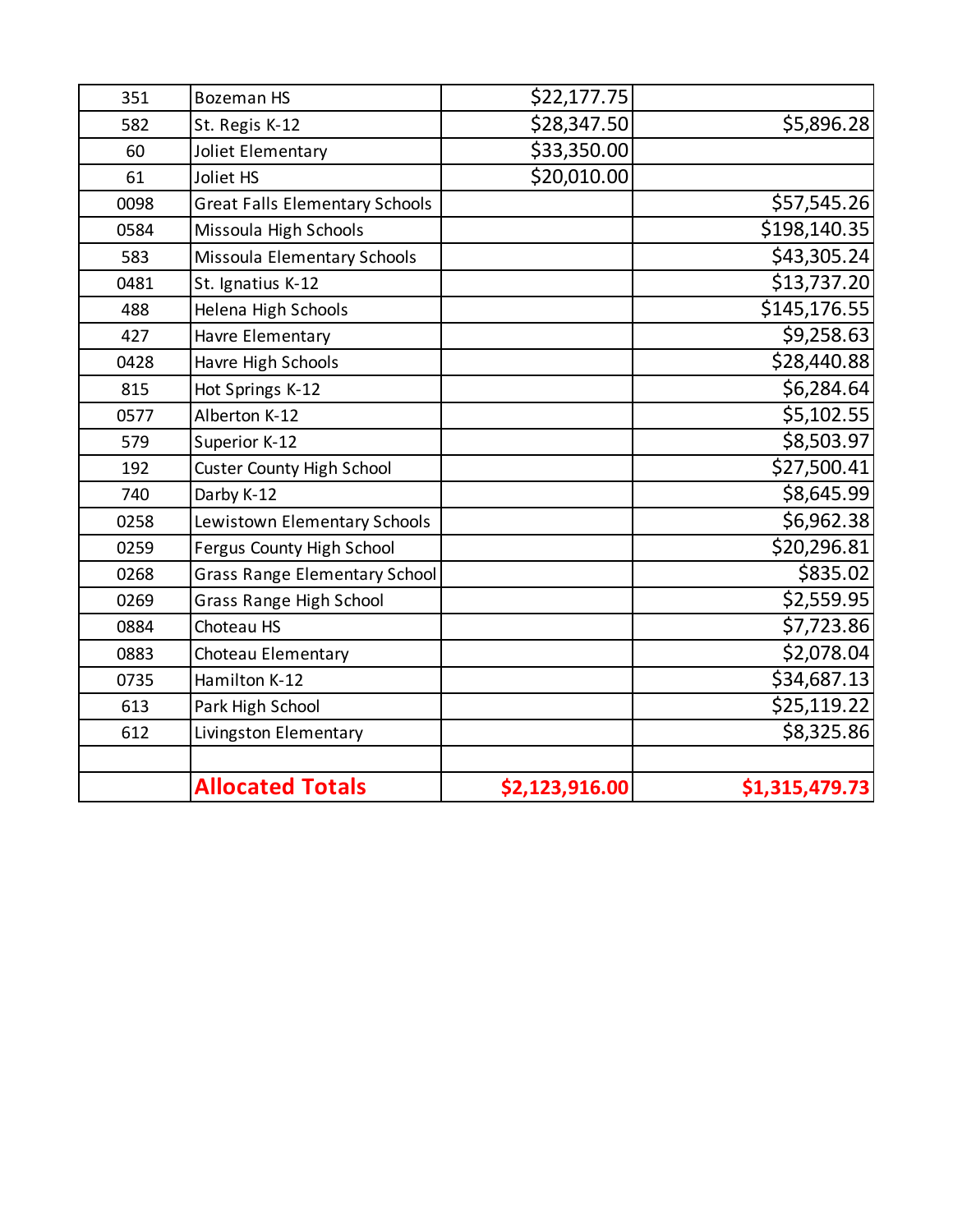| | | | |
|---|---|---|---|
| 351 | Bozeman HS | $22,177.75 | |
| 582 | St. Regis K-12 | $28,347.50 | $5,896.28 |
| 60 | Joliet Elementary | $33,350.00 | |
| 61 | Joliet HS | $20,010.00 | |
| 0098 | Great Falls Elementary Schools | | $57,545.26 |
| 0584 | Missoula High Schools | | $198,140.35 |
| 583 | Missoula Elementary Schools | | $43,305.24 |
| 0481 | St. Ignatius K-12 | | $13,737.20 |
| 488 | Helena High Schools | | $145,176.55 |
| 427 | Havre Elementary | | $9,258.63 |
| 0428 | Havre High Schools | | $28,440.88 |
| 815 | Hot Springs K-12 | | $6,284.64 |
| 0577 | Alberton K-12 | | $5,102.55 |
| 579 | Superior K-12 | | $8,503.97 |
| 192 | Custer County High School | | $27,500.41 |
| 740 | Darby K-12 | | $8,645.99 |
| 0258 | Lewistown Elementary Schools | | $6,962.38 |
| 0259 | Fergus County High School | | $20,296.81 |
| 0268 | Grass Range Elementary School | | $835.02 |
| 0269 | Grass Range High School | | $2,559.95 |
| 0884 | Choteau HS | | $7,723.86 |
| 0883 | Choteau Elementary | | $2,078.04 |
| 0735 | Hamilton K-12 | | $34,687.13 |
| 613 | Park High School | | $25,119.22 |
| 612 | Livingston Elementary | | $8,325.86 |
| | | | |
| | **Allocated Totals** | **$2,123,916.00** | **$1,315,479.73** |